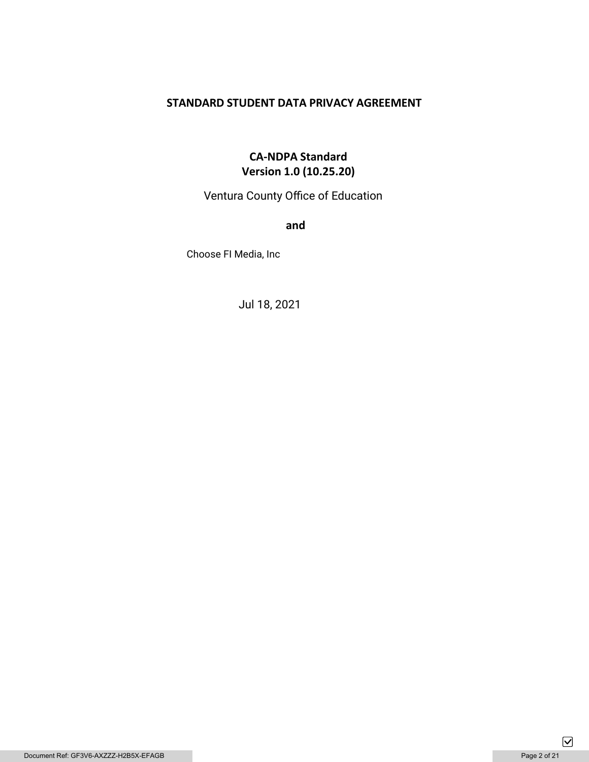# STANDARD STUDENT DATA PRIVACY AGREEMENT

**CA-NDPA Standard**
**Version 1.0 (10.25.20)**

Ventura County Office of Education

**and**

Choose FI Media, Inc

Jul 18, 2021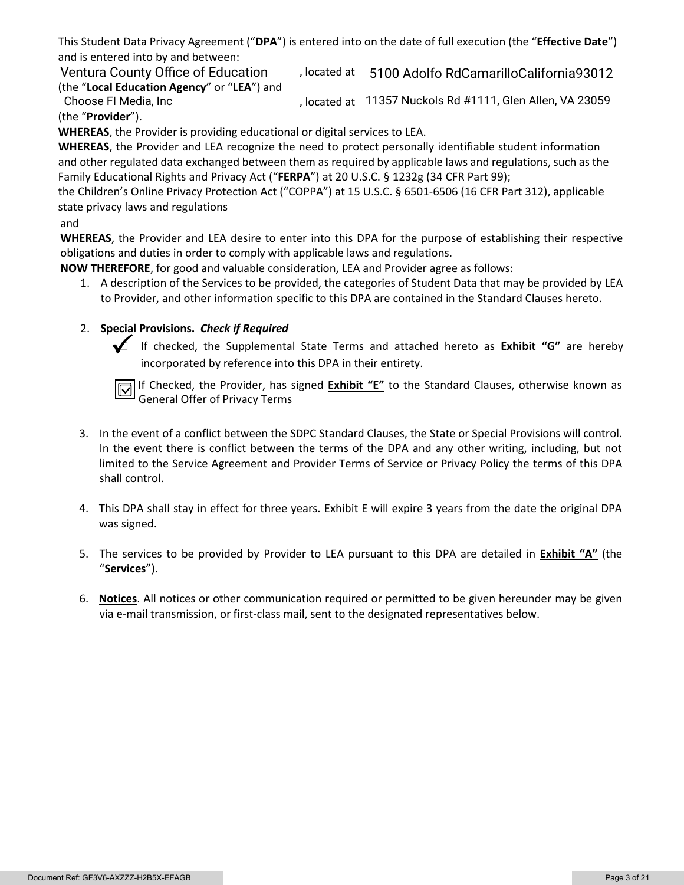This Student Data Privacy Agreement ("**DPA**") is entered into on the date of full execution (the "**Effective Date**") and is entered into by and between:

Ventura County Office of Education, located at 5100 Adolfo RdCamarilloCalifornia93012 (the "**Local Education Agency**" or "**LEA**") and

Choose FI Media, Inc, located at 11357 Nuckols Rd #1111, Glen Allen, VA 23059 (the "**Provider**").

**WHEREAS**, the Provider is providing educational or digital services to LEA.

**WHEREAS**, the Provider and LEA recognize the need to protect personally identifiable student information and other regulated data exchanged between them as required by applicable laws and regulations, such as the Family Educational Rights and Privacy Act ("**FERPA**") at 20 U.S.C. § 1232g (34 CFR Part 99); the Children's Online Privacy Protection Act ("COPPA") at 15 U.S.C. § 6501-6506 (16 CFR Part 312), applicable state privacy laws and regulations and

**WHEREAS**, the Provider and LEA desire to enter into this DPA for the purpose of establishing their respective obligations and duties in order to comply with applicable laws and regulations.

**NOW THEREFORE**, for good and valuable consideration, LEA and Provider agree as follows:

1. A description of the Services to be provided, the categories of Student Data that may be provided by LEA to Provider, and other information specific to this DPA are contained in the Standard Clauses hereto.

2. **Special Provisions.** ***Check if Required***

   ☑ If checked, the Supplemental State Terms and attached hereto as **Exhibit "G"** are hereby incorporated by reference into this DPA in their entirety.

   ☑ If Checked, the Provider, has signed **Exhibit "E"** to the Standard Clauses, otherwise known as General Offer of Privacy Terms

3. In the event of a conflict between the SDPC Standard Clauses, the State or Special Provisions will control. In the event there is conflict between the terms of the DPA and any other writing, including, but not limited to the Service Agreement and Provider Terms of Service or Privacy Policy the terms of this DPA shall control.

4. This DPA shall stay in effect for three years. Exhibit E will expire 3 years from the date the original DPA was signed.

5. The services to be provided by Provider to LEA pursuant to this DPA are detailed in **Exhibit "A"** (the "**Services**").

6. **Notices**. All notices or other communication required or permitted to be given hereunder may be given via e-mail transmission, or first-class mail, sent to the designated representatives below.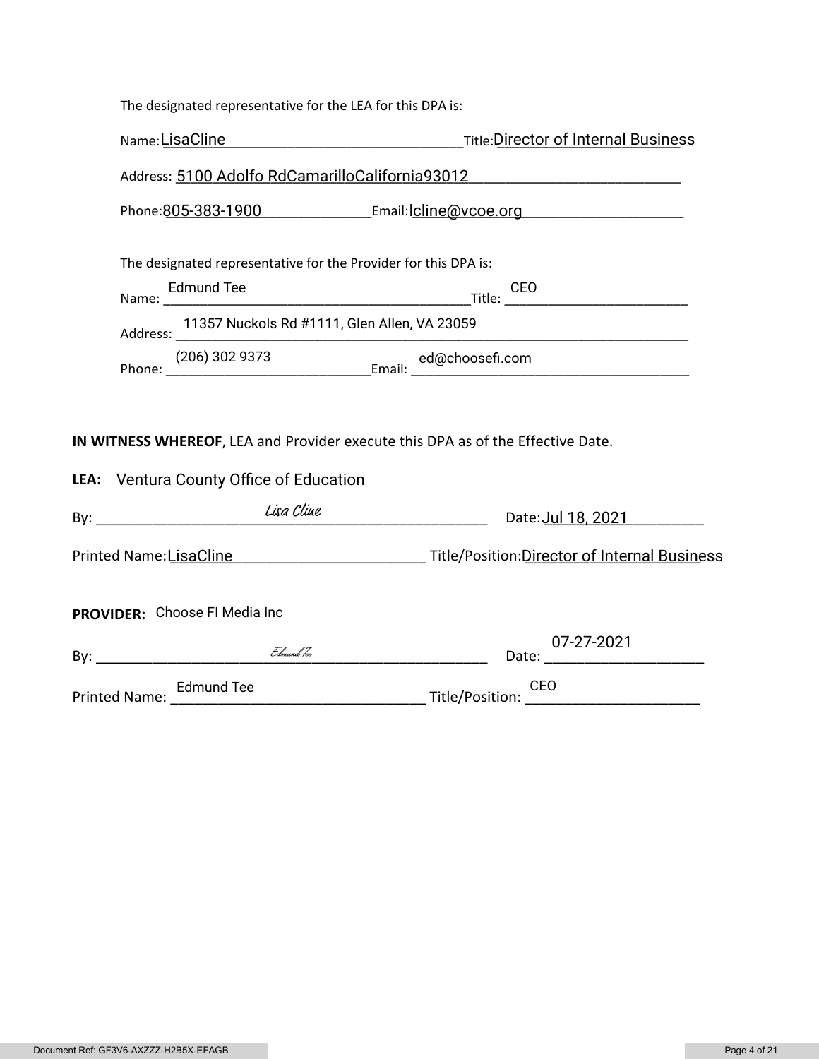The designated representative for the LEA for this DPA is:

Name: LisaCline Title: Director of Internal Business

Address: 5100 Adolfo RdCamarilloCalifornia93012

Phone: 805-383-1900 Email: lcline@vcoe.org

The designated representative for the Provider for this DPA is:

Name: Edmund Tee Title: CEO

Address: 11357 Nuckols Rd #1111, Glen Allen, VA 23059

Phone: (206) 302 9373 Email: ed@choosefi.com

**IN WITNESS WHEREOF**, LEA and Provider execute this DPA as of the Effective Date.

**LEA:** Ventura County Office of Education

By: *Lisa Cline* Date: Jul 18, 2021

Printed Name: LisaCline Title/Position: Director of Internal Business

**PROVIDER:** Choose FI Media Inc

By: *Edmund Tee* Date: 07-27-2021

Printed Name: Edmund Tee Title/Position: CEO

Document Ref: GF3V6-AXZZZ-H2B5X-EFAGB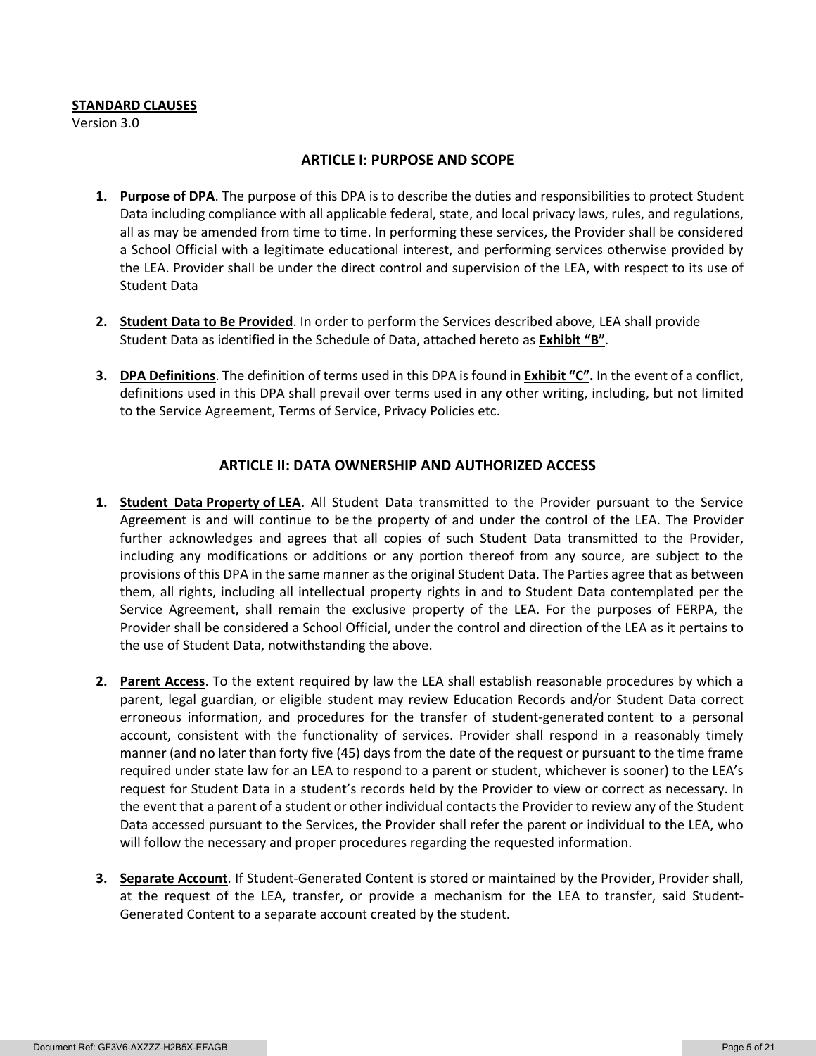**STANDARD CLAUSES**
Version 3.0

## ARTICLE I: PURPOSE AND SCOPE

1. **Purpose of DPA**. The purpose of this DPA is to describe the duties and responsibilities to protect Student Data including compliance with all applicable federal, state, and local privacy laws, rules, and regulations, all as may be amended from time to time. In performing these services, the Provider shall be considered a School Official with a legitimate educational interest, and performing services otherwise provided by the LEA. Provider shall be under the direct control and supervision of the LEA, with respect to its use of Student Data

2. **Student Data to Be Provided**. In order to perform the Services described above, LEA shall provide Student Data as identified in the Schedule of Data, attached hereto as **Exhibit "B"**.

3. **DPA Definitions**. The definition of terms used in this DPA is found in **Exhibit "C".** In the event of a conflict, definitions used in this DPA shall prevail over terms used in any other writing, including, but not limited to the Service Agreement, Terms of Service, Privacy Policies etc.

## ARTICLE II: DATA OWNERSHIP AND AUTHORIZED ACCESS

1. **Student Data Property of LEA**. All Student Data transmitted to the Provider pursuant to the Service Agreement is and will continue to be the property of and under the control of the LEA. The Provider further acknowledges and agrees that all copies of such Student Data transmitted to the Provider, including any modifications or additions or any portion thereof from any source, are subject to the provisions of this DPA in the same manner as the original Student Data. The Parties agree that as between them, all rights, including all intellectual property rights in and to Student Data contemplated per the Service Agreement, shall remain the exclusive property of the LEA. For the purposes of FERPA, the Provider shall be considered a School Official, under the control and direction of the LEA as it pertains to the use of Student Data, notwithstanding the above.

2. **Parent Access**. To the extent required by law the LEA shall establish reasonable procedures by which a parent, legal guardian, or eligible student may review Education Records and/or Student Data correct erroneous information, and procedures for the transfer of student-generated content to a personal account, consistent with the functionality of services. Provider shall respond in a reasonably timely manner (and no later than forty five (45) days from the date of the request or pursuant to the time frame required under state law for an LEA to respond to a parent or student, whichever is sooner) to the LEA's request for Student Data in a student's records held by the Provider to view or correct as necessary. In the event that a parent of a student or other individual contacts the Provider to review any of the Student Data accessed pursuant to the Services, the Provider shall refer the parent or individual to the LEA, who will follow the necessary and proper procedures regarding the requested information.

3. **Separate Account**. If Student-Generated Content is stored or maintained by the Provider, Provider shall, at the request of the LEA, transfer, or provide a mechanism for the LEA to transfer, said Student-Generated Content to a separate account created by the student.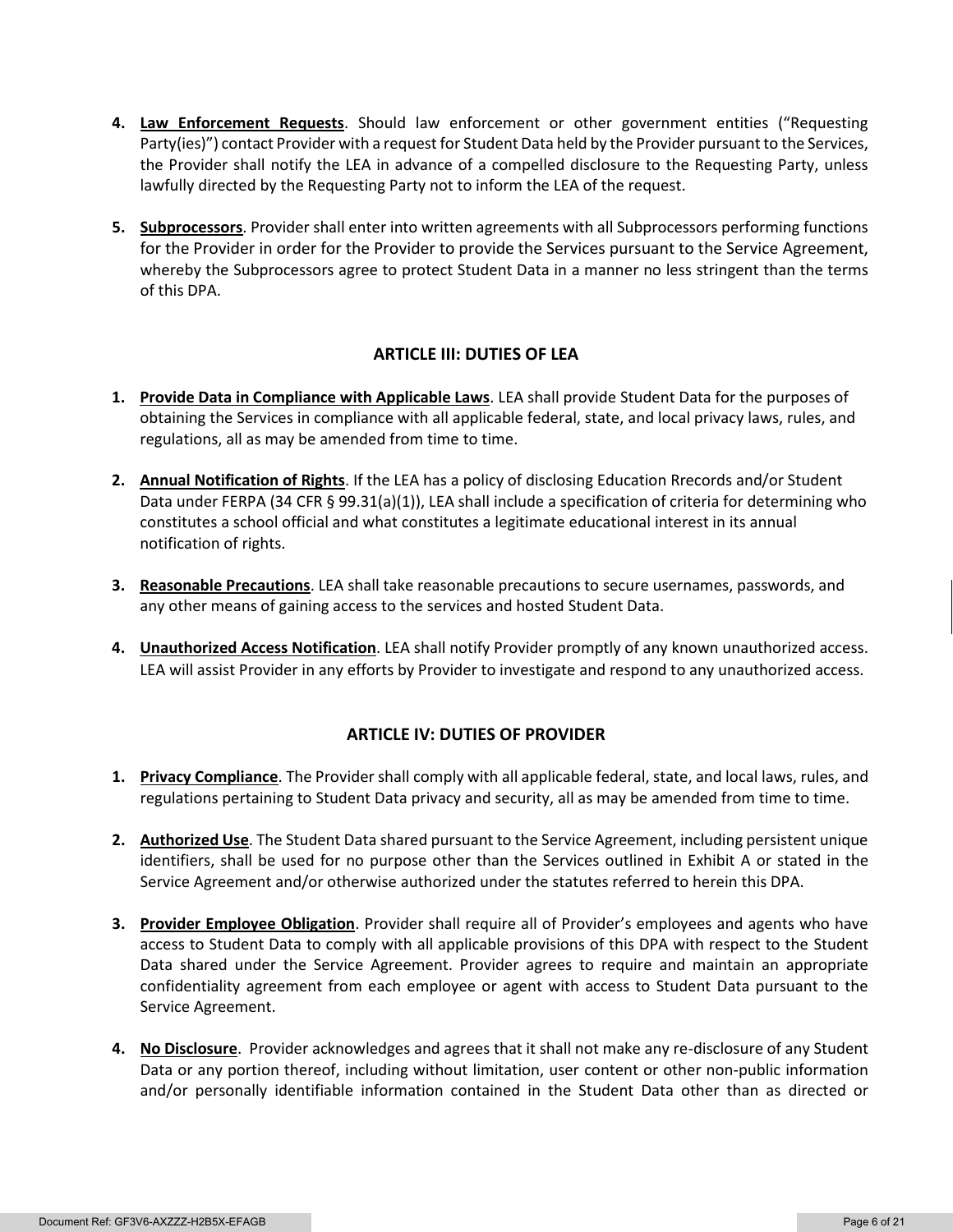4. **Law Enforcement Requests**. Should law enforcement or other government entities ("Requesting Party(ies)") contact Provider with a request for Student Data held by the Provider pursuant to the Services, the Provider shall notify the LEA in advance of a compelled disclosure to the Requesting Party, unless lawfully directed by the Requesting Party not to inform the LEA of the request.

5. **Subprocessors**. Provider shall enter into written agreements with all Subprocessors performing functions for the Provider in order for the Provider to provide the Services pursuant to the Service Agreement, whereby the Subprocessors agree to protect Student Data in a manner no less stringent than the terms of this DPA.

## ARTICLE III: DUTIES OF LEA

1. **Provide Data in Compliance with Applicable Laws**. LEA shall provide Student Data for the purposes of obtaining the Services in compliance with all applicable federal, state, and local privacy laws, rules, and regulations, all as may be amended from time to time.

2. **Annual Notification of Rights**. If the LEA has a policy of disclosing Education Rrecords and/or Student Data under FERPA (34 CFR § 99.31(a)(1)), LEA shall include a specification of criteria for determining who constitutes a school official and what constitutes a legitimate educational interest in its annual notification of rights.

3. **Reasonable Precautions**. LEA shall take reasonable precautions to secure usernames, passwords, and any other means of gaining access to the services and hosted Student Data.

4. **Unauthorized Access Notification**. LEA shall notify Provider promptly of any known unauthorized access. LEA will assist Provider in any efforts by Provider to investigate and respond to any unauthorized access.

## ARTICLE IV: DUTIES OF PROVIDER

1. **Privacy Compliance**. The Provider shall comply with all applicable federal, state, and local laws, rules, and regulations pertaining to Student Data privacy and security, all as may be amended from time to time.

2. **Authorized Use**. The Student Data shared pursuant to the Service Agreement, including persistent unique identifiers, shall be used for no purpose other than the Services outlined in Exhibit A or stated in the Service Agreement and/or otherwise authorized under the statutes referred to herein this DPA.

3. **Provider Employee Obligation**. Provider shall require all of Provider's employees and agents who have access to Student Data to comply with all applicable provisions of this DPA with respect to the Student Data shared under the Service Agreement. Provider agrees to require and maintain an appropriate confidentiality agreement from each employee or agent with access to Student Data pursuant to the Service Agreement.

4. **No Disclosure**. Provider acknowledges and agrees that it shall not make any re-disclosure of any Student Data or any portion thereof, including without limitation, user content or other non-public information and/or personally identifiable information contained in the Student Data other than as directed or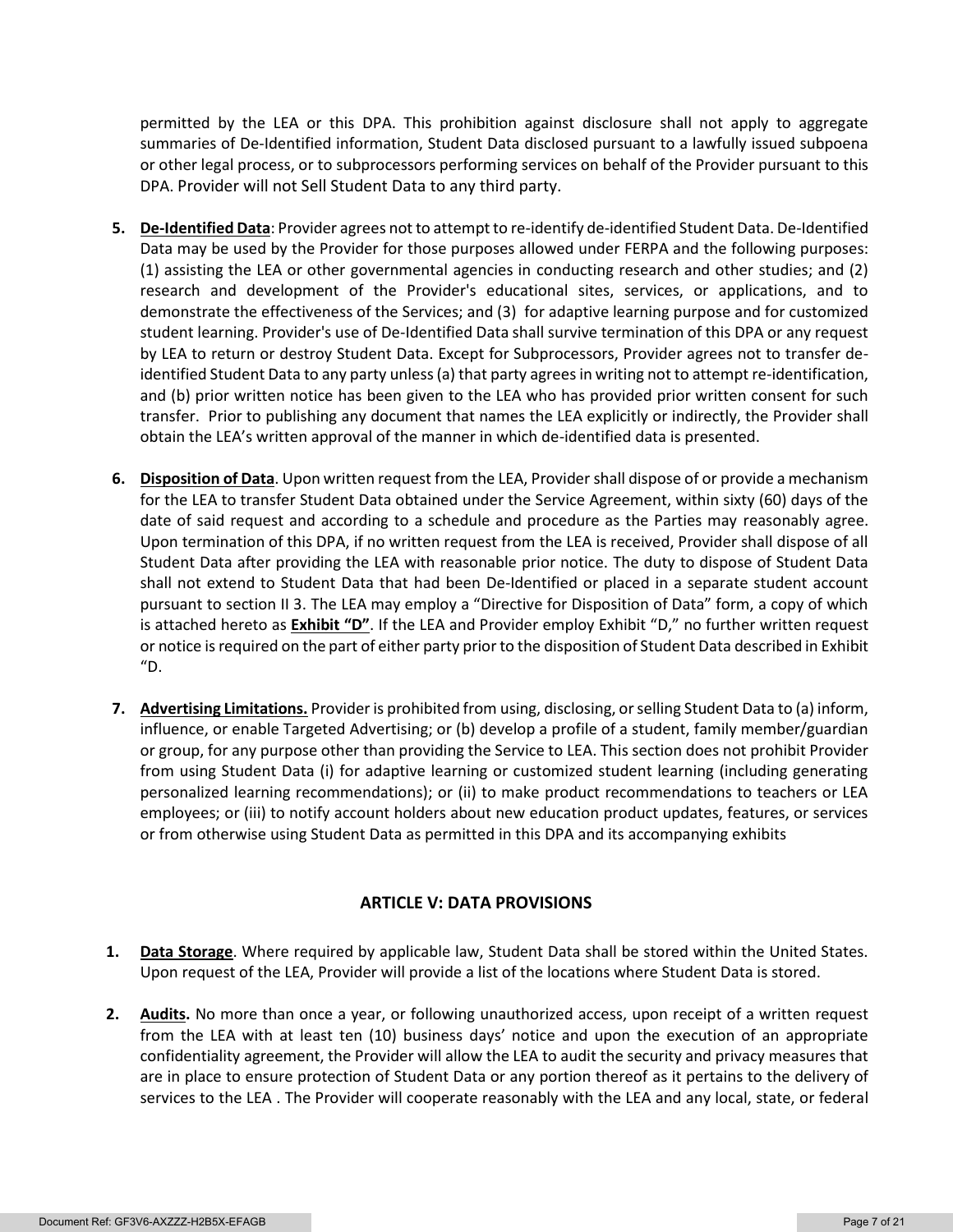permitted by the LEA or this DPA. This prohibition against disclosure shall not apply to aggregate summaries of De-Identified information, Student Data disclosed pursuant to a lawfully issued subpoena or other legal process, or to subprocessors performing services on behalf of the Provider pursuant to this DPA. Provider will not Sell Student Data to any third party.

5. **De-Identified Data**: Provider agrees not to attempt to re-identify de-identified Student Data. De-Identified Data may be used by the Provider for those purposes allowed under FERPA and the following purposes: (1) assisting the LEA or other governmental agencies in conducting research and other studies; and (2) research and development of the Provider's educational sites, services, or applications, and to demonstrate the effectiveness of the Services; and (3) for adaptive learning purpose and for customized student learning. Provider's use of De-Identified Data shall survive termination of this DPA or any request by LEA to return or destroy Student Data. Except for Subprocessors, Provider agrees not to transfer de-identified Student Data to any party unless (a) that party agrees in writing not to attempt re-identification, and (b) prior written notice has been given to the LEA who has provided prior written consent for such transfer. Prior to publishing any document that names the LEA explicitly or indirectly, the Provider shall obtain the LEA's written approval of the manner in which de-identified data is presented.

6. **Disposition of Data**. Upon written request from the LEA, Provider shall dispose of or provide a mechanism for the LEA to transfer Student Data obtained under the Service Agreement, within sixty (60) days of the date of said request and according to a schedule and procedure as the Parties may reasonably agree. Upon termination of this DPA, if no written request from the LEA is received, Provider shall dispose of all Student Data after providing the LEA with reasonable prior notice. The duty to dispose of Student Data shall not extend to Student Data that had been De-Identified or placed in a separate student account pursuant to section II 3. The LEA may employ a "Directive for Disposition of Data" form, a copy of which is attached hereto as **Exhibit "D"**. If the LEA and Provider employ Exhibit "D," no further written request or notice is required on the part of either party prior to the disposition of Student Data described in Exhibit "D.

7. **Advertising Limitations.** Provider is prohibited from using, disclosing, or selling Student Data to (a) inform, influence, or enable Targeted Advertising; or (b) develop a profile of a student, family member/guardian or group, for any purpose other than providing the Service to LEA. This section does not prohibit Provider from using Student Data (i) for adaptive learning or customized student learning (including generating personalized learning recommendations); or (ii) to make product recommendations to teachers or LEA employees; or (iii) to notify account holders about new education product updates, features, or services or from otherwise using Student Data as permitted in this DPA and its accompanying exhibits

## ARTICLE V: DATA PROVISIONS

1. **Data Storage**. Where required by applicable law, Student Data shall be stored within the United States. Upon request of the LEA, Provider will provide a list of the locations where Student Data is stored.

2. **Audits.** No more than once a year, or following unauthorized access, upon receipt of a written request from the LEA with at least ten (10) business days' notice and upon the execution of an appropriate confidentiality agreement, the Provider will allow the LEA to audit the security and privacy measures that are in place to ensure protection of Student Data or any portion thereof as it pertains to the delivery of services to the LEA . The Provider will cooperate reasonably with the LEA and any local, state, or federal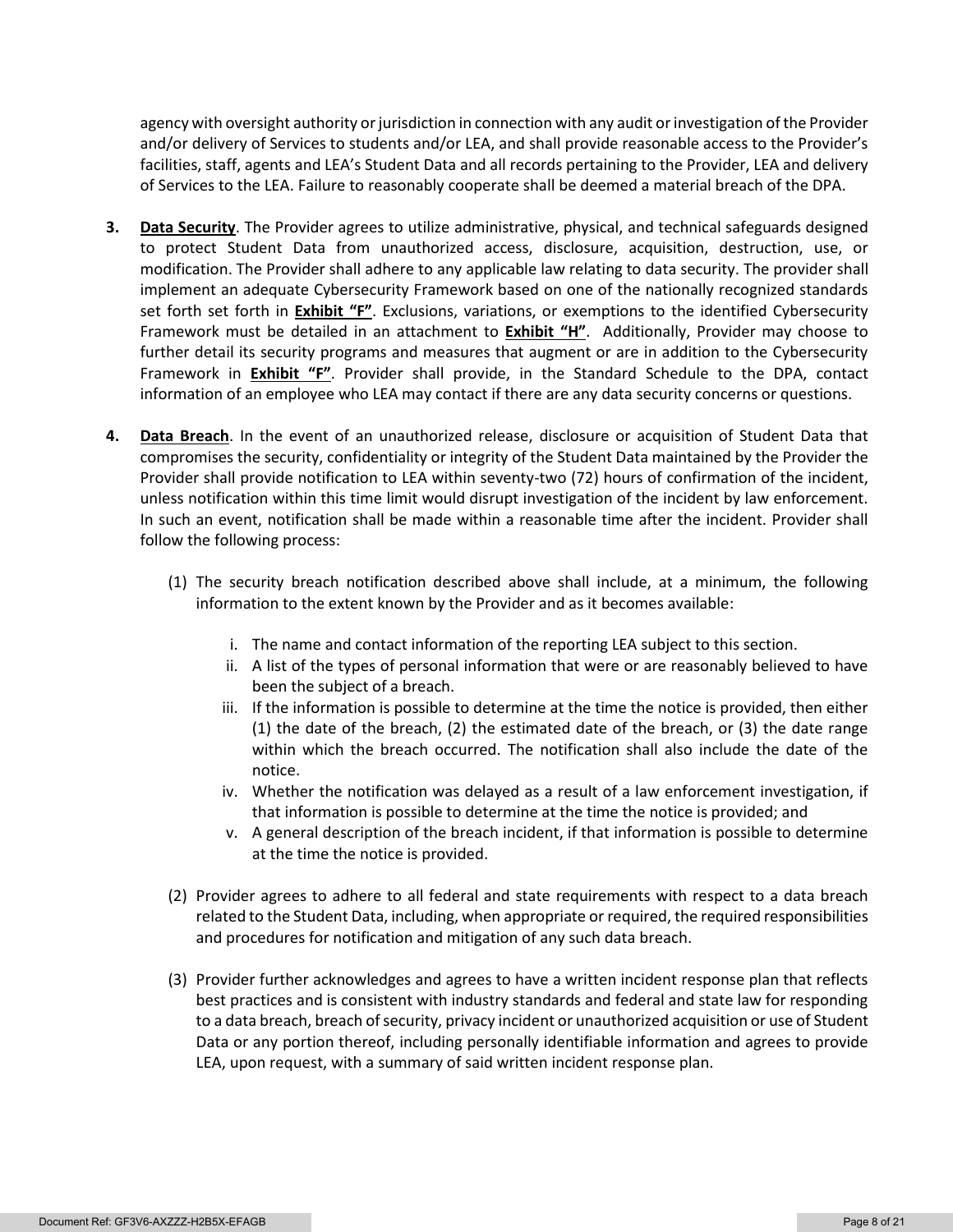agency with oversight authority or jurisdiction in connection with any audit or investigation of the Provider and/or delivery of Services to students and/or LEA, and shall provide reasonable access to the Provider's facilities, staff, agents and LEA's Student Data and all records pertaining to the Provider, LEA and delivery of Services to the LEA. Failure to reasonably cooperate shall be deemed a material breach of the DPA.

**3. Data Security**. The Provider agrees to utilize administrative, physical, and technical safeguards designed to protect Student Data from unauthorized access, disclosure, acquisition, destruction, use, or modification. The Provider shall adhere to any applicable law relating to data security. The provider shall implement an adequate Cybersecurity Framework based on one of the nationally recognized standards set forth set forth in **Exhibit "F"**. Exclusions, variations, or exemptions to the identified Cybersecurity Framework must be detailed in an attachment to **Exhibit "H"**. Additionally, Provider may choose to further detail its security programs and measures that augment or are in addition to the Cybersecurity Framework in **Exhibit "F"**. Provider shall provide, in the Standard Schedule to the DPA, contact information of an employee who LEA may contact if there are any data security concerns or questions.

**4. Data Breach**. In the event of an unauthorized release, disclosure or acquisition of Student Data that compromises the security, confidentiality or integrity of the Student Data maintained by the Provider the Provider shall provide notification to LEA within seventy-two (72) hours of confirmation of the incident, unless notification within this time limit would disrupt investigation of the incident by law enforcement. In such an event, notification shall be made within a reasonable time after the incident. Provider shall follow the following process:

(1) The security breach notification described above shall include, at a minimum, the following information to the extent known by the Provider and as it becomes available:

i. The name and contact information of the reporting LEA subject to this section.

ii. A list of the types of personal information that were or are reasonably believed to have been the subject of a breach.

iii. If the information is possible to determine at the time the notice is provided, then either (1) the date of the breach, (2) the estimated date of the breach, or (3) the date range within which the breach occurred. The notification shall also include the date of the notice.

iv. Whether the notification was delayed as a result of a law enforcement investigation, if that information is possible to determine at the time the notice is provided; and

v. A general description of the breach incident, if that information is possible to determine at the time the notice is provided.

(2) Provider agrees to adhere to all federal and state requirements with respect to a data breach related to the Student Data, including, when appropriate or required, the required responsibilities and procedures for notification and mitigation of any such data breach.

(3) Provider further acknowledges and agrees to have a written incident response plan that reflects best practices and is consistent with industry standards and federal and state law for responding to a data breach, breach of security, privacy incident or unauthorized acquisition or use of Student Data or any portion thereof, including personally identifiable information and agrees to provide LEA, upon request, with a summary of said written incident response plan.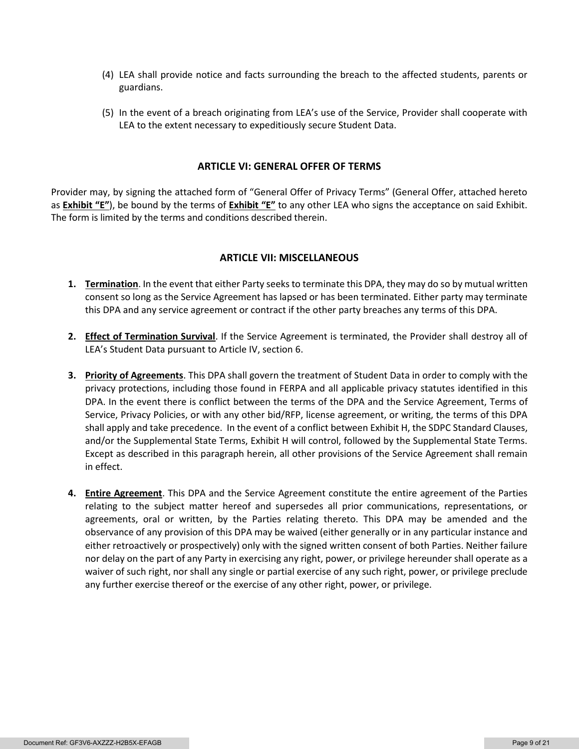(4) LEA shall provide notice and facts surrounding the breach to the affected students, parents or guardians.

(5) In the event of a breach originating from LEA's use of the Service, Provider shall cooperate with LEA to the extent necessary to expeditiously secure Student Data.

## ARTICLE VI: GENERAL OFFER OF TERMS

Provider may, by signing the attached form of "General Offer of Privacy Terms" (General Offer, attached hereto as **Exhibit "E"**), be bound by the terms of **Exhibit "E"** to any other LEA who signs the acceptance on said Exhibit. The form is limited by the terms and conditions described therein.

## ARTICLE VII: MISCELLANEOUS

1. **Termination**. In the event that either Party seeks to terminate this DPA, they may do so by mutual written consent so long as the Service Agreement has lapsed or has been terminated. Either party may terminate this DPA and any service agreement or contract if the other party breaches any terms of this DPA.

2. **Effect of Termination Survival**. If the Service Agreement is terminated, the Provider shall destroy all of LEA's Student Data pursuant to Article IV, section 6.

3. **Priority of Agreements**. This DPA shall govern the treatment of Student Data in order to comply with the privacy protections, including those found in FERPA and all applicable privacy statutes identified in this DPA. In the event there is conflict between the terms of the DPA and the Service Agreement, Terms of Service, Privacy Policies, or with any other bid/RFP, license agreement, or writing, the terms of this DPA shall apply and take precedence. In the event of a conflict between Exhibit H, the SDPC Standard Clauses, and/or the Supplemental State Terms, Exhibit H will control, followed by the Supplemental State Terms. Except as described in this paragraph herein, all other provisions of the Service Agreement shall remain in effect.

4. **Entire Agreement**. This DPA and the Service Agreement constitute the entire agreement of the Parties relating to the subject matter hereof and supersedes all prior communications, representations, or agreements, oral or written, by the Parties relating thereto. This DPA may be amended and the observance of any provision of this DPA may be waived (either generally or in any particular instance and either retroactively or prospectively) only with the signed written consent of both Parties. Neither failure nor delay on the part of any Party in exercising any right, power, or privilege hereunder shall operate as a waiver of such right, nor shall any single or partial exercise of any such right, power, or privilege preclude any further exercise thereof or the exercise of any other right, power, or privilege.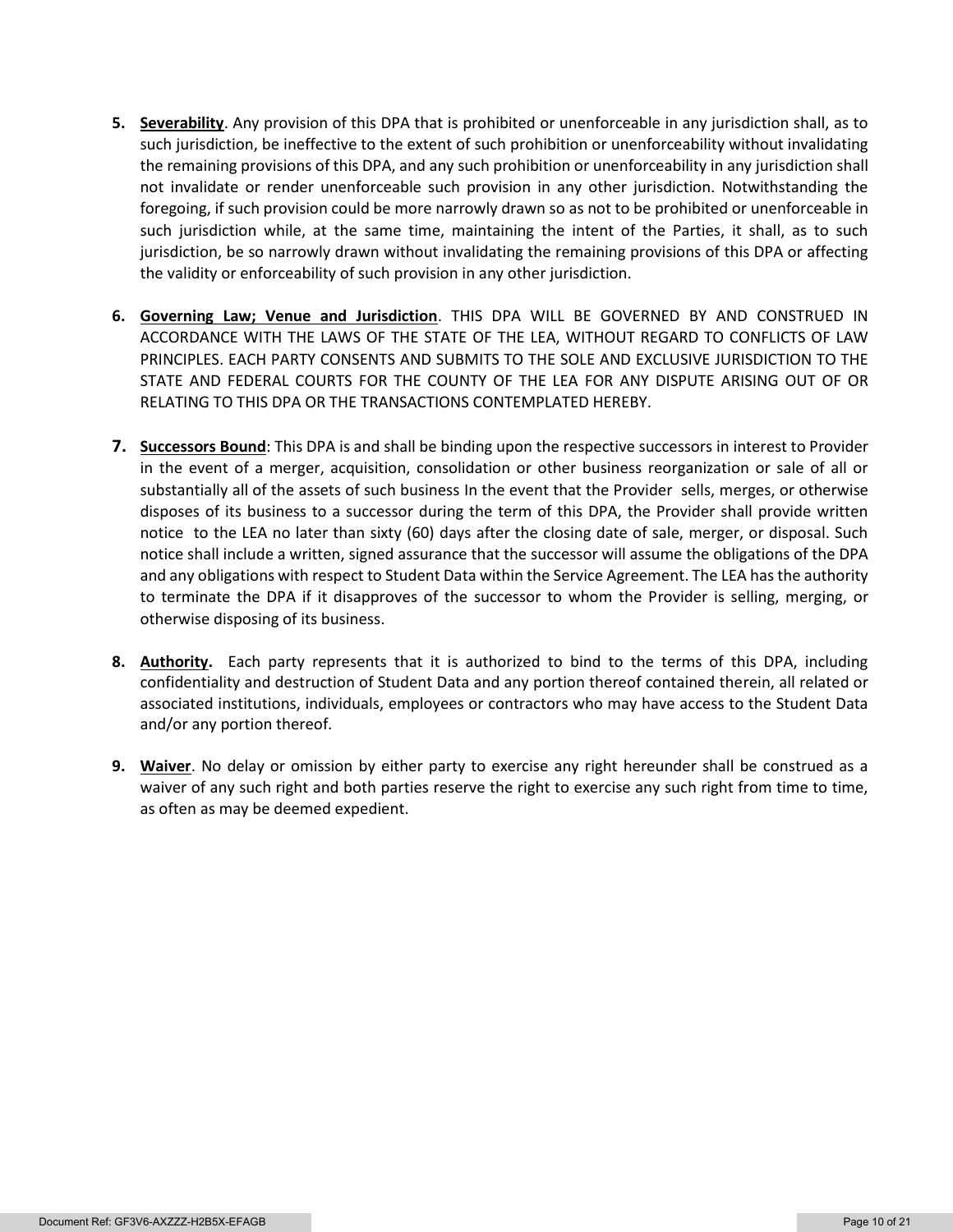5. **Severability**. Any provision of this DPA that is prohibited or unenforceable in any jurisdiction shall, as to such jurisdiction, be ineffective to the extent of such prohibition or unenforceability without invalidating the remaining provisions of this DPA, and any such prohibition or unenforceability in any jurisdiction shall not invalidate or render unenforceable such provision in any other jurisdiction. Notwithstanding the foregoing, if such provision could be more narrowly drawn so as not to be prohibited or unenforceable in such jurisdiction while, at the same time, maintaining the intent of the Parties, it shall, as to such jurisdiction, be so narrowly drawn without invalidating the remaining provisions of this DPA or affecting the validity or enforceability of such provision in any other jurisdiction.

6. **Governing Law; Venue and Jurisdiction**. THIS DPA WILL BE GOVERNED BY AND CONSTRUED IN ACCORDANCE WITH THE LAWS OF THE STATE OF THE LEA, WITHOUT REGARD TO CONFLICTS OF LAW PRINCIPLES. EACH PARTY CONSENTS AND SUBMITS TO THE SOLE AND EXCLUSIVE JURISDICTION TO THE STATE AND FEDERAL COURTS FOR THE COUNTY OF THE LEA FOR ANY DISPUTE ARISING OUT OF OR RELATING TO THIS DPA OR THE TRANSACTIONS CONTEMPLATED HEREBY.

7. **Successors Bound**: This DPA is and shall be binding upon the respective successors in interest to Provider in the event of a merger, acquisition, consolidation or other business reorganization or sale of all or substantially all of the assets of such business In the event that the Provider sells, merges, or otherwise disposes of its business to a successor during the term of this DPA, the Provider shall provide written notice to the LEA no later than sixty (60) days after the closing date of sale, merger, or disposal. Such notice shall include a written, signed assurance that the successor will assume the obligations of the DPA and any obligations with respect to Student Data within the Service Agreement. The LEA has the authority to terminate the DPA if it disapproves of the successor to whom the Provider is selling, merging, or otherwise disposing of its business.

8. **Authority.** Each party represents that it is authorized to bind to the terms of this DPA, including confidentiality and destruction of Student Data and any portion thereof contained therein, all related or associated institutions, individuals, employees or contractors who may have access to the Student Data and/or any portion thereof.

9. **Waiver**. No delay or omission by either party to exercise any right hereunder shall be construed as a waiver of any such right and both parties reserve the right to exercise any such right from time to time, as often as may be deemed expedient.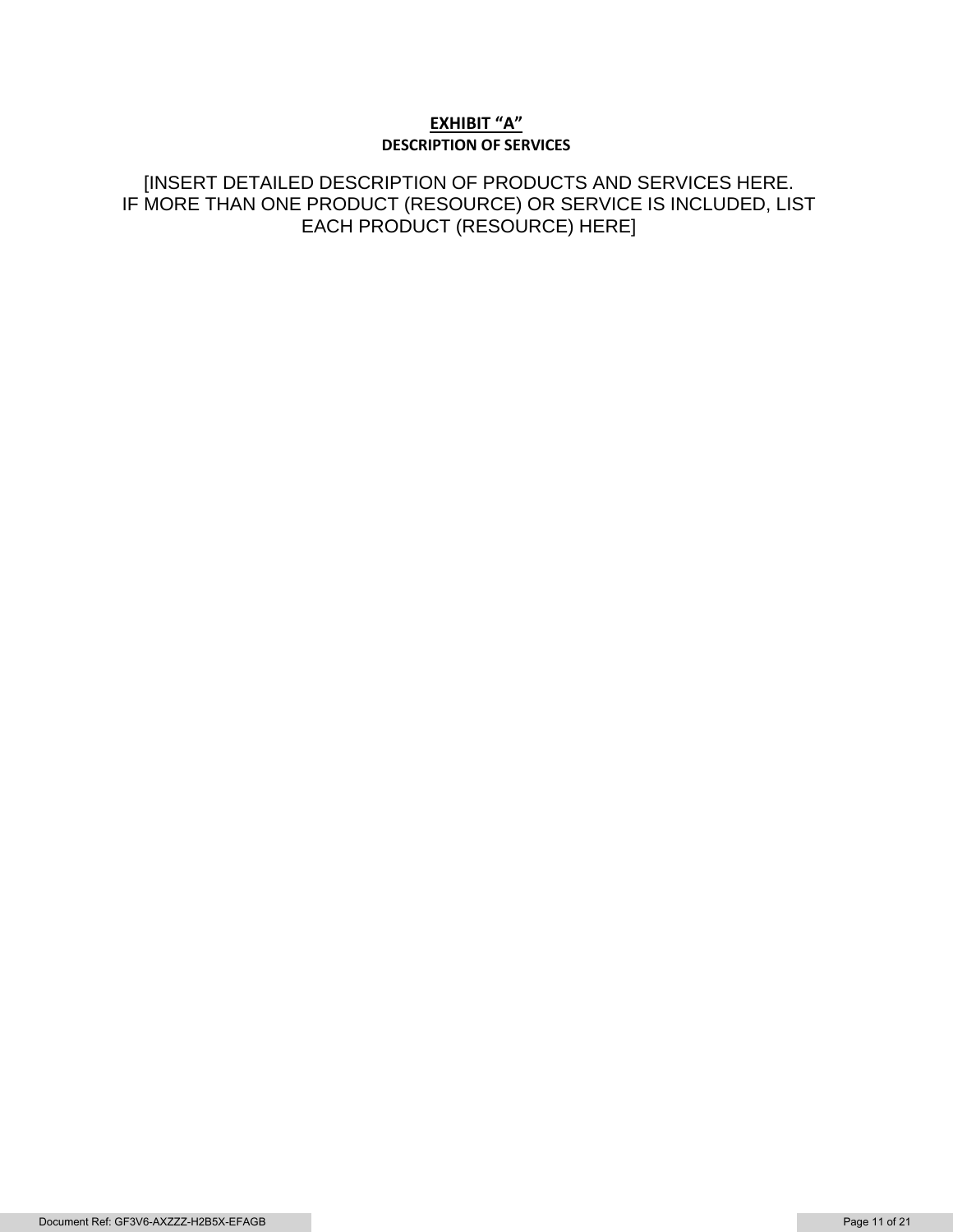# **EXHIBIT "A"**

## DESCRIPTION OF SERVICES

[INSERT DETAILED DESCRIPTION OF PRODUCTS AND SERVICES HERE. IF MORE THAN ONE PRODUCT (RESOURCE) OR SERVICE IS INCLUDED, LIST EACH PRODUCT (RESOURCE) HERE]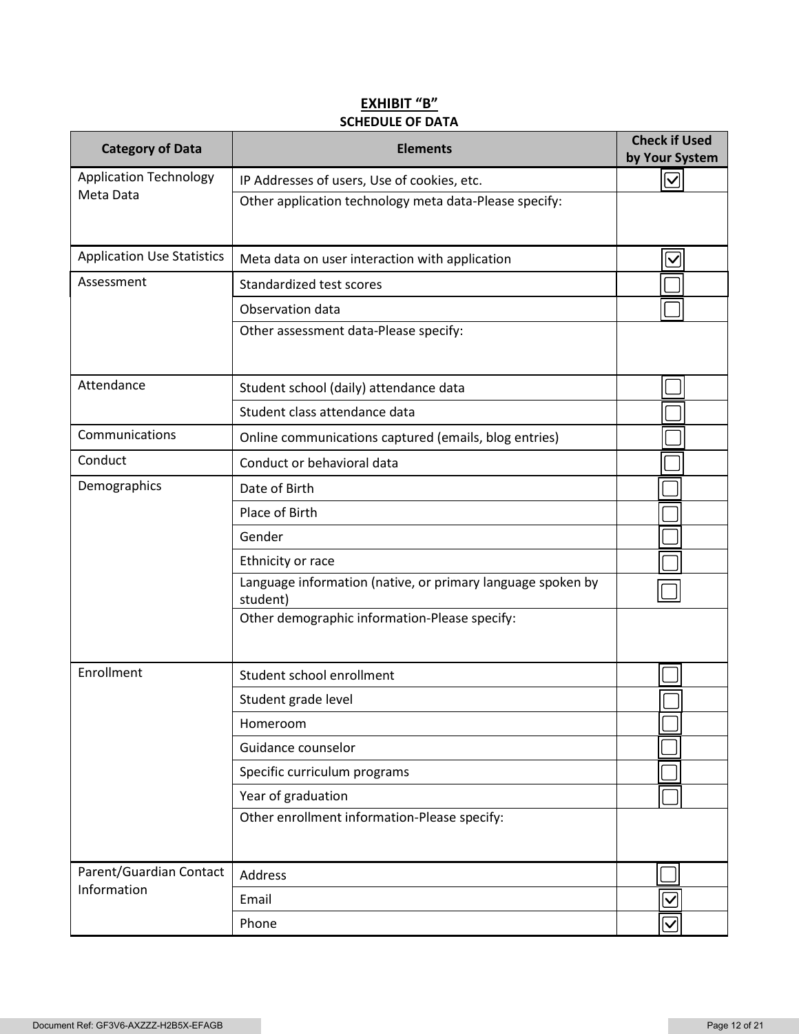**EXHIBIT "B"**

**SCHEDULE OF DATA**

| Category of Data | Elements | Check if Used by Your System |
|---|---|---|
| Application Technology Meta Data | IP Addresses of users, Use of cookies, etc. | ☑ |
| | Other application technology meta data-Please specify: | |
| Application Use Statistics | Meta data on user interaction with application | ☑ |
| Assessment | Standardized test scores | ☐ |
| | Observation data | ☐ |
| | Other assessment data-Please specify: | |
| Attendance | Student school (daily) attendance data | ☐ |
| | Student class attendance data | ☐ |
| Communications | Online communications captured (emails, blog entries) | ☐ |
| Conduct | Conduct or behavioral data | ☐ |
| Demographics | Date of Birth | ☐ |
| | Place of Birth | ☐ |
| | Gender | ☐ |
| | Ethnicity or race | ☐ |
| | Language information (native, or primary language spoken by student) | ☐ |
| | Other demographic information-Please specify: | |
| Enrollment | Student school enrollment | ☐ |
| | Student grade level | ☐ |
| | Homeroom | ☐ |
| | Guidance counselor | ☐ |
| | Specific curriculum programs | ☐ |
| | Year of graduation | ☐ |
| | Other enrollment information-Please specify: | |
| Parent/Guardian Contact Information | Address | ☐ |
| | Email | ☑ |
| | Phone | ☑ |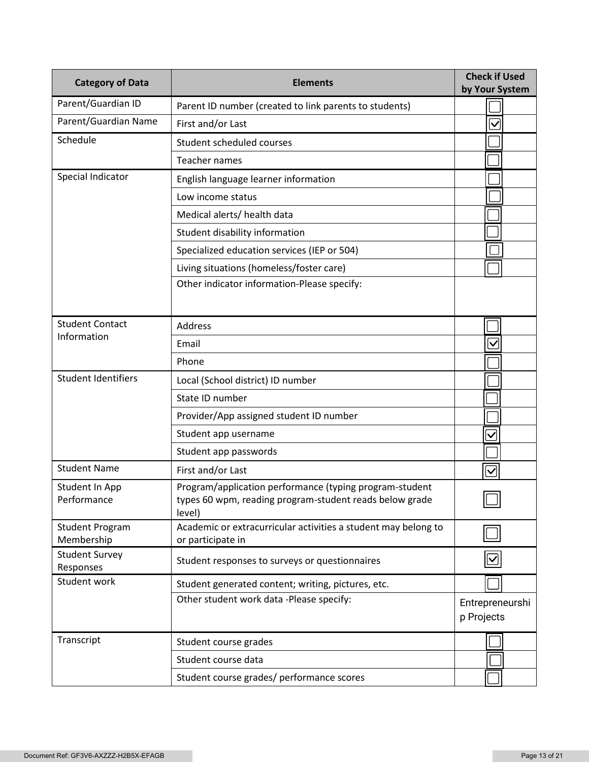| Category of Data | Elements | Check if Used by Your System |
|---|---|---|
| Parent/Guardian ID | Parent ID number (created to link parents to students) | ☐ |
| Parent/Guardian Name | First and/or Last | ☑ |
| Schedule | Student scheduled courses | ☐ |
| | Teacher names | ☐ |
| Special Indicator | English language learner information | ☐ |
| | Low income status | ☐ |
| | Medical alerts/ health data | ☐ |
| | Student disability information | ☐ |
| | Specialized education services (IEP or 504) | ☐ |
| | Living situations (homeless/foster care) | ☐ |
| | Other indicator information-Please specify: | |
| Student Contact Information | Address | ☐ |
| | Email | ☑ |
| | Phone | ☐ |
| Student Identifiers | Local (School district) ID number | ☐ |
| | State ID number | ☐ |
| | Provider/App assigned student ID number | ☐ |
| | Student app username | ☑ |
| | Student app passwords | ☐ |
| Student Name | First and/or Last | ☑ |
| Student In App Performance | Program/application performance (typing program-student types 60 wpm, reading program-student reads below grade level) | ☐ |
| Student Program Membership | Academic or extracurricular activities a student may belong to or participate in | ☐ |
| Student Survey Responses | Student responses to surveys or questionnaires | ☑ |
| Student work | Student generated content; writing, pictures, etc. | ☐ |
| | Other student work data -Please specify: | Entrepreneurship Projects |
| Transcript | Student course grades | ☐ |
| | Student course data | ☐ |
| | Student course grades/ performance scores | ☐ |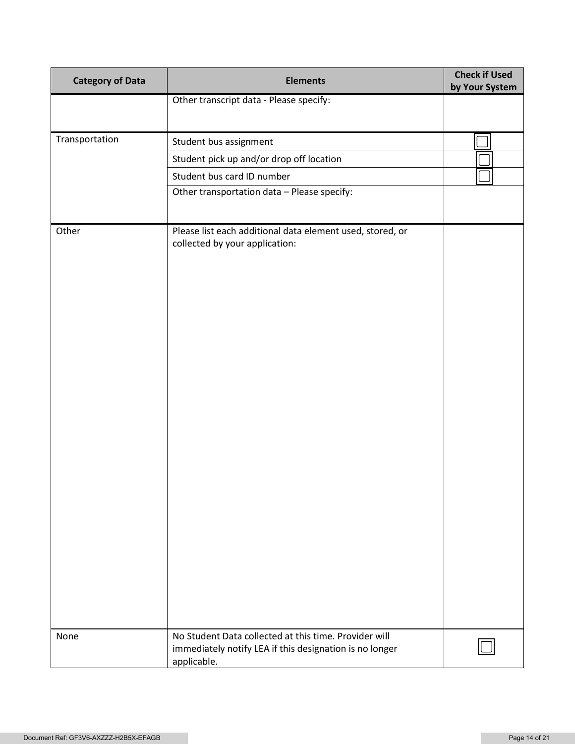| Category of Data | Elements | Check if Used by Your System |
|---|---|---|
| | Other transcript data - Please specify: | |
| Transportation | Student bus assignment | ☐ |
| | Student pick up and/or drop off location | ☐ |
| | Student bus card ID number | ☐ |
| | Other transportation data – Please specify: | |
| Other | Please list each additional data element used, stored, or collected by your application: | |
| None | No Student Data collected at this time. Provider will immediately notify LEA if this designation is no longer applicable. | ☐ |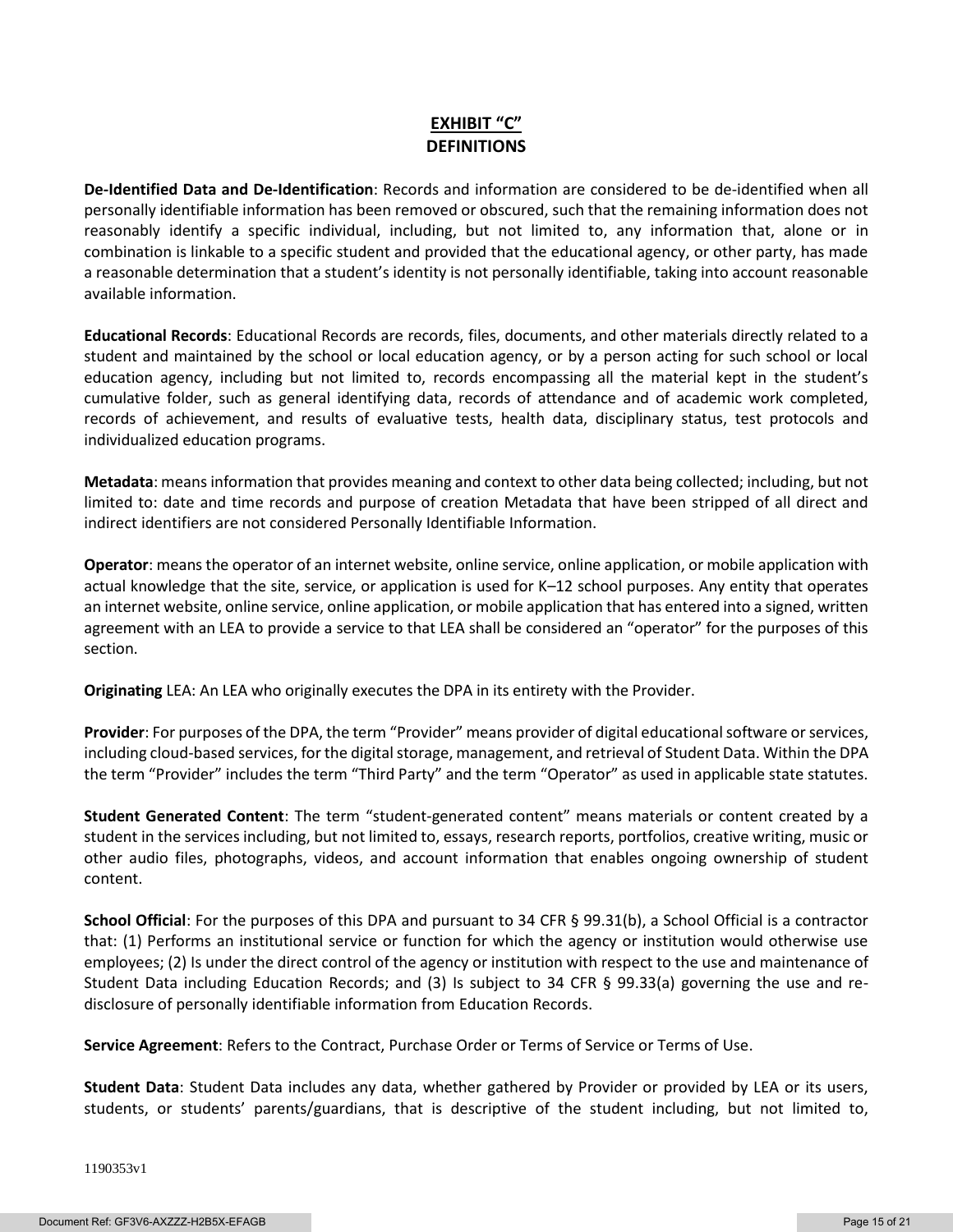# EXHIBIT "C"
## DEFINITIONS

**De-Identified Data and De-Identification**: Records and information are considered to be de-identified when all personally identifiable information has been removed or obscured, such that the remaining information does not reasonably identify a specific individual, including, but not limited to, any information that, alone or in combination is linkable to a specific student and provided that the educational agency, or other party, has made a reasonable determination that a student's identity is not personally identifiable, taking into account reasonable available information.

**Educational Records**: Educational Records are records, files, documents, and other materials directly related to a student and maintained by the school or local education agency, or by a person acting for such school or local education agency, including but not limited to, records encompassing all the material kept in the student's cumulative folder, such as general identifying data, records of attendance and of academic work completed, records of achievement, and results of evaluative tests, health data, disciplinary status, test protocols and individualized education programs.

**Metadata**: means information that provides meaning and context to other data being collected; including, but not limited to: date and time records and purpose of creation Metadata that have been stripped of all direct and indirect identifiers are not considered Personally Identifiable Information.

**Operator**: means the operator of an internet website, online service, online application, or mobile application with actual knowledge that the site, service, or application is used for K–12 school purposes. Any entity that operates an internet website, online service, online application, or mobile application that has entered into a signed, written agreement with an LEA to provide a service to that LEA shall be considered an "operator" for the purposes of this section.

**Originating** LEA: An LEA who originally executes the DPA in its entirety with the Provider.

**Provider**: For purposes of the DPA, the term "Provider" means provider of digital educational software or services, including cloud-based services, for the digital storage, management, and retrieval of Student Data. Within the DPA the term "Provider" includes the term "Third Party" and the term "Operator" as used in applicable state statutes.

**Student Generated Content**: The term "student-generated content" means materials or content created by a student in the services including, but not limited to, essays, research reports, portfolios, creative writing, music or other audio files, photographs, videos, and account information that enables ongoing ownership of student content.

**School Official**: For the purposes of this DPA and pursuant to 34 CFR § 99.31(b), a School Official is a contractor that: (1) Performs an institutional service or function for which the agency or institution would otherwise use employees; (2) Is under the direct control of the agency or institution with respect to the use and maintenance of Student Data including Education Records; and (3) Is subject to 34 CFR § 99.33(a) governing the use and re-disclosure of personally identifiable information from Education Records.

**Service Agreement**: Refers to the Contract, Purchase Order or Terms of Service or Terms of Use.

**Student Data**: Student Data includes any data, whether gathered by Provider or provided by LEA or its users, students, or students' parents/guardians, that is descriptive of the student including, but not limited to,

1190353v1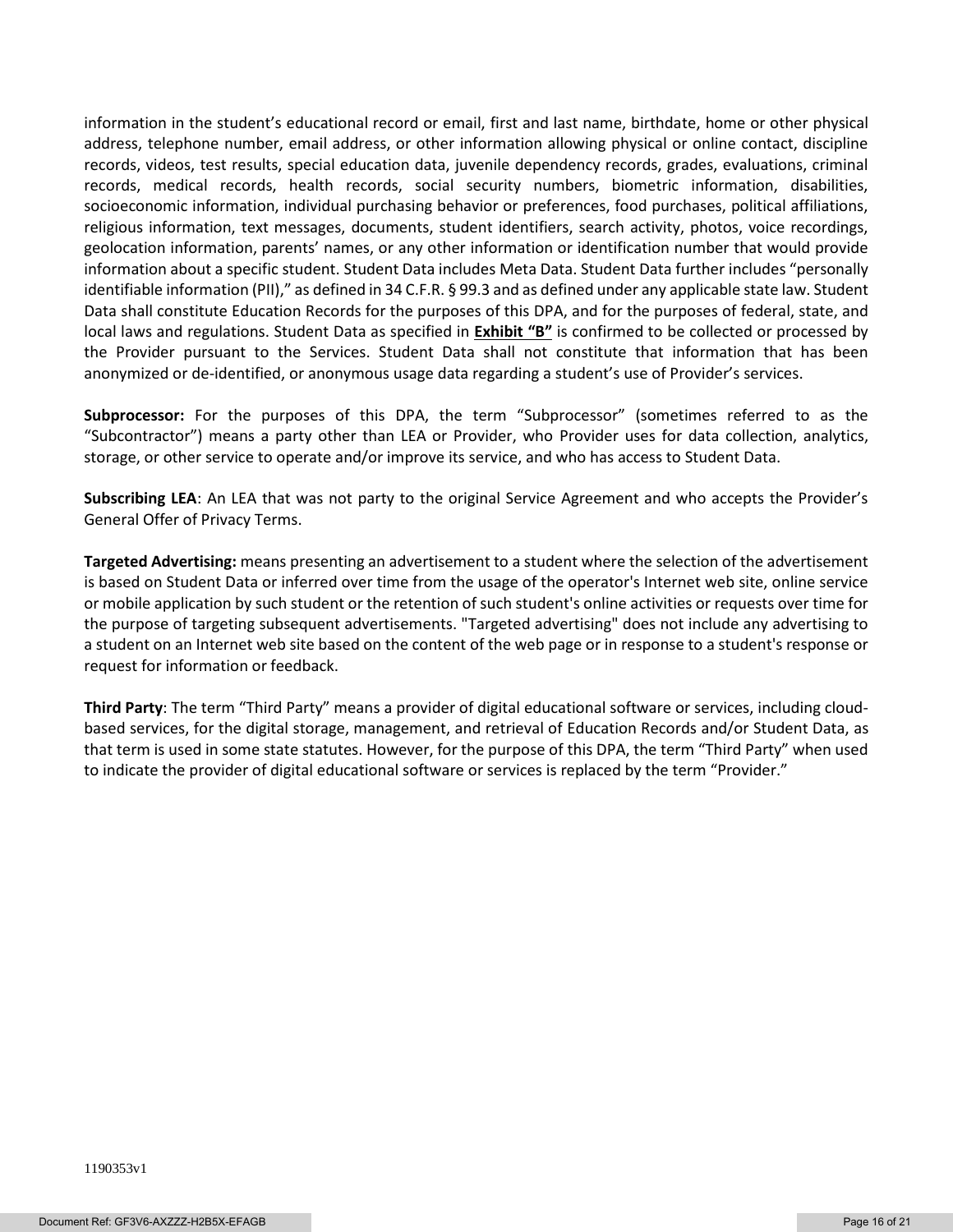information in the student's educational record or email, first and last name, birthdate, home or other physical address, telephone number, email address, or other information allowing physical or online contact, discipline records, videos, test results, special education data, juvenile dependency records, grades, evaluations, criminal records, medical records, health records, social security numbers, biometric information, disabilities, socioeconomic information, individual purchasing behavior or preferences, food purchases, political affiliations, religious information, text messages, documents, student identifiers, search activity, photos, voice recordings, geolocation information, parents' names, or any other information or identification number that would provide information about a specific student. Student Data includes Meta Data. Student Data further includes "personally identifiable information (PII)," as defined in 34 C.F.R. § 99.3 and as defined under any applicable state law. Student Data shall constitute Education Records for the purposes of this DPA, and for the purposes of federal, state, and local laws and regulations. Student Data as specified in **Exhibit "B"** is confirmed to be collected or processed by the Provider pursuant to the Services. Student Data shall not constitute that information that has been anonymized or de-identified, or anonymous usage data regarding a student's use of Provider's services.

**Subprocessor:** For the purposes of this DPA, the term "Subprocessor" (sometimes referred to as the "Subcontractor") means a party other than LEA or Provider, who Provider uses for data collection, analytics, storage, or other service to operate and/or improve its service, and who has access to Student Data.

**Subscribing LEA**: An LEA that was not party to the original Service Agreement and who accepts the Provider's General Offer of Privacy Terms.

**Targeted Advertising:** means presenting an advertisement to a student where the selection of the advertisement is based on Student Data or inferred over time from the usage of the operator's Internet web site, online service or mobile application by such student or the retention of such student's online activities or requests over time for the purpose of targeting subsequent advertisements. "Targeted advertising" does not include any advertising to a student on an Internet web site based on the content of the web page or in response to a student's response or request for information or feedback.

**Third Party**: The term "Third Party" means a provider of digital educational software or services, including cloud-based services, for the digital storage, management, and retrieval of Education Records and/or Student Data, as that term is used in some state statutes. However, for the purpose of this DPA, the term "Third Party" when used to indicate the provider of digital educational software or services is replaced by the term "Provider."

1190353v1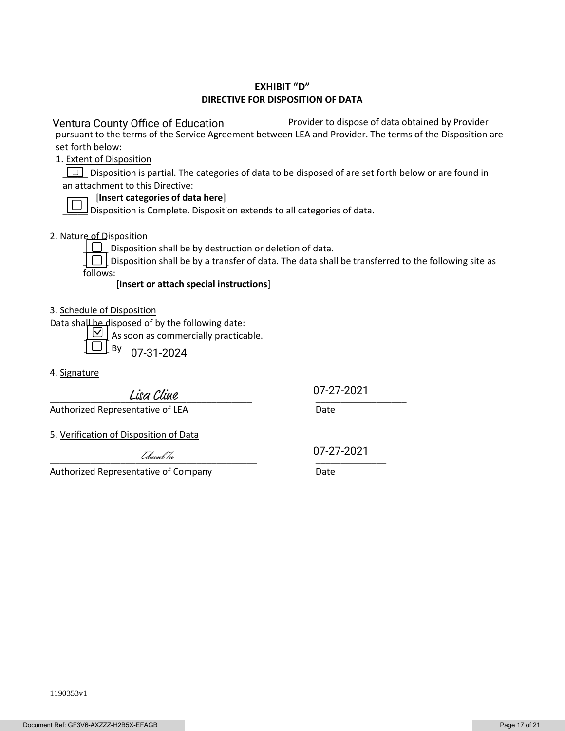# EXHIBIT "D"

## DIRECTIVE FOR DISPOSITION OF DATA

Ventura County Office of Education Provider to dispose of data obtained by Provider pursuant to the terms of the Service Agreement between LEA and Provider. The terms of the Disposition are set forth below:

1. Extent of Disposition

☐ Disposition is partial. The categories of data to be disposed of are set forth below or are found in an attachment to this Directive:

[**Insert categories of data here**]

☐ Disposition is Complete. Disposition extends to all categories of data.

2. Nature of Disposition

☐ Disposition shall be by destruction or deletion of data.

☐ Disposition shall be by a transfer of data. The data shall be transferred to the following site as follows:

[**Insert or attach special instructions**]

3. Schedule of Disposition

Data shall be disposed of by the following date:

☑ As soon as commercially practicable.

☐ By 07-31-2024

4. Signature

Lisa Cline ______________________ 07-27-2021

Authorized Representative of LEA Date

5. Verification of Disposition of Data

Edmund Tee ______________________ 07-27-2021

Authorized Representative of Company Date

1190353v1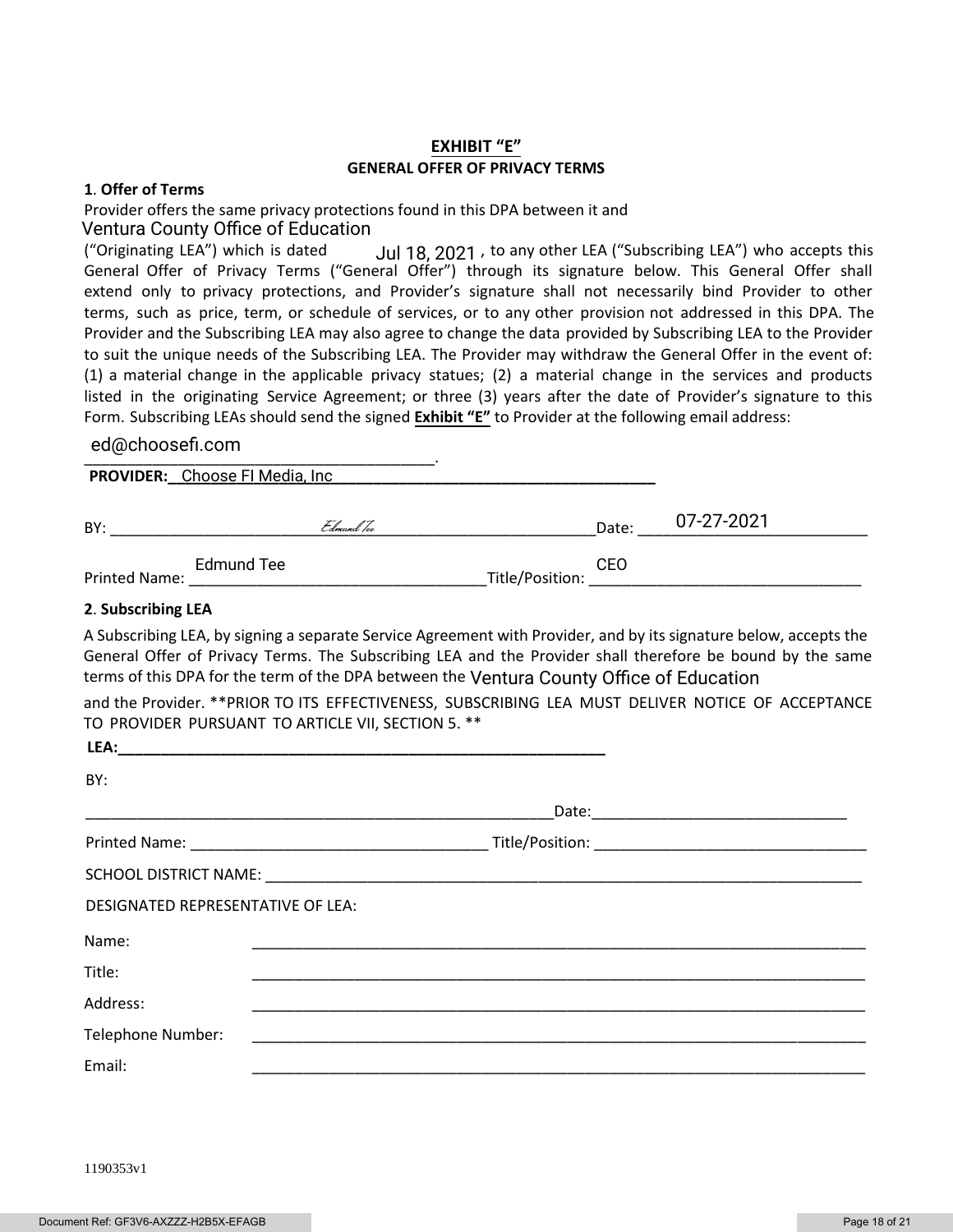# EXHIBIT "E"

## GENERAL OFFER OF PRIVACY TERMS

**1. Offer of Terms**

Provider offers the same privacy protections found in this DPA between it and Ventura County Office of Education ("Originating LEA") which is dated Jul 18, 2021, to any other LEA ("Subscribing LEA") who accepts this General Offer of Privacy Terms ("General Offer") through its signature below. This General Offer shall extend only to privacy protections, and Provider's signature shall not necessarily bind Provider to other terms, such as price, term, or schedule of services, or to any other provision not addressed in this DPA. The Provider and the Subscribing LEA may also agree to change the data provided by Subscribing LEA to the Provider to suit the unique needs of the Subscribing LEA. The Provider may withdraw the General Offer in the event of: (1) a material change in the applicable privacy statues; (2) a material change in the services and products listed in the originating Service Agreement; or three (3) years after the date of Provider's signature to this Form. Subscribing LEAs should send the signed **Exhibit "E"** to Provider at the following email address:

ed@choosefi.com.

**PROVIDER:** Choose FI Media, Inc

BY: *Edmund Tee* Date: 07-27-2021

Printed Name: Edmund Tee Title/Position: CEO

**2. Subscribing LEA**

A Subscribing LEA, by signing a separate Service Agreement with Provider, and by its signature below, accepts the General Offer of Privacy Terms. The Subscribing LEA and the Provider shall therefore be bound by the same terms of this DPA for the term of the DPA between the Ventura County Office of Education and the Provider. **PRIOR TO ITS EFFECTIVENESS, SUBSCRIBING LEA MUST DELIVER NOTICE OF ACCEPTANCE TO PROVIDER PURSUANT TO ARTICLE VII, SECTION 5. **

**LEA:**______________________________

BY:

______________________________ Date: ______________________________

Printed Name: ______________________________ Title/Position: ______________________________

SCHOOL DISTRICT NAME: ______________________________

DESIGNATED REPRESENTATIVE OF LEA:

Name: ______________________________

Title: ______________________________

Address: ______________________________

Telephone Number: ______________________________

Email: ______________________________

1190353v1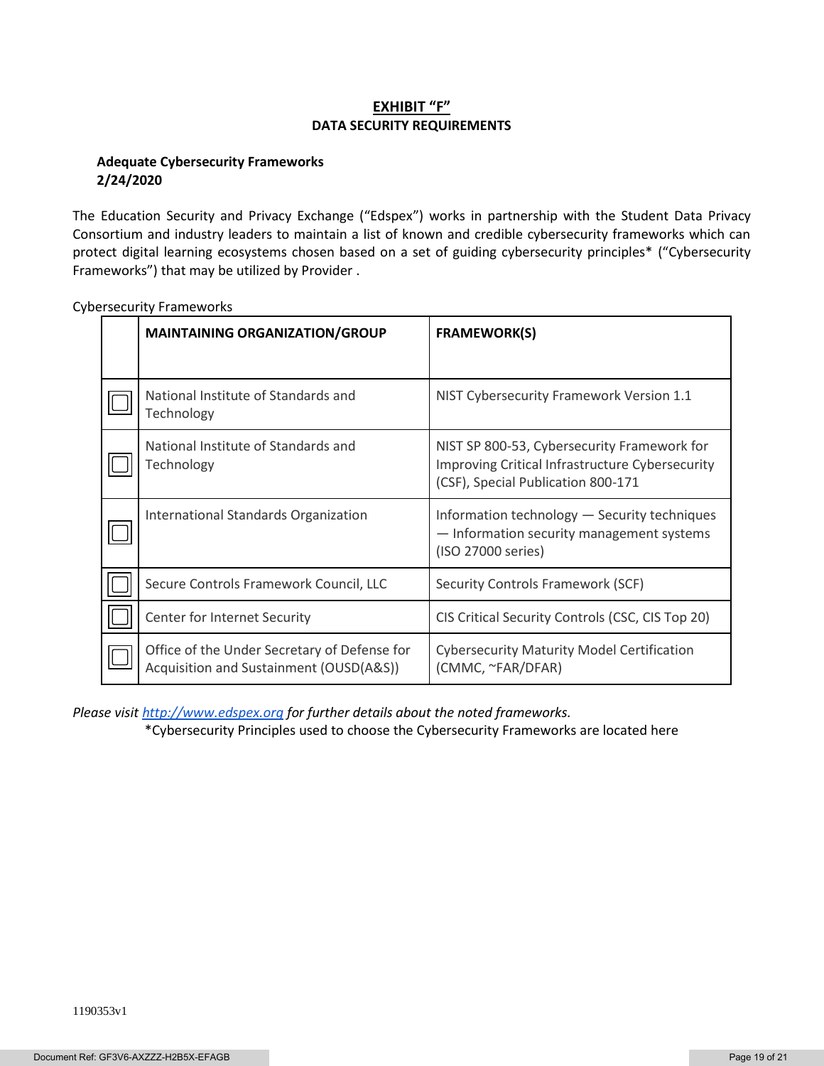# EXHIBIT "F"

## DATA SECURITY REQUIREMENTS

**Adequate Cybersecurity Frameworks**
**2/24/2020**

The Education Security and Privacy Exchange ("Edspex") works in partnership with the Student Data Privacy Consortium and industry leaders to maintain a list of known and credible cybersecurity frameworks which can protect digital learning ecosystems chosen based on a set of guiding cybersecurity principles* ("Cybersecurity Frameworks") that may be utilized by Provider .

Cybersecurity Frameworks

| | MAINTAINING ORGANIZATION/GROUP | FRAMEWORK(S) |
|---|---|---|
| ☐ | National Institute of Standards and Technology | NIST Cybersecurity Framework Version 1.1 |
| ☐ | National Institute of Standards and Technology | NIST SP 800-53, Cybersecurity Framework for Improving Critical Infrastructure Cybersecurity (CSF), Special Publication 800-171 |
| ☐ | International Standards Organization | Information technology — Security techniques — Information security management systems (ISO 27000 series) |
| ☐ | Secure Controls Framework Council, LLC | Security Controls Framework (SCF) |
| ☐ | Center for Internet Security | CIS Critical Security Controls (CSC, CIS Top 20) |
| ☐ | Office of the Under Secretary of Defense for Acquisition and Sustainment (OUSD(A&S)) | Cybersecurity Maturity Model Certification (CMMC, ~FAR/DFAR) |

*Please visit [http://www.edspex.org](http://www.edspex.org) for further details about the noted frameworks.*

*Cybersecurity Principles used to choose the Cybersecurity Frameworks are located here

1190353v1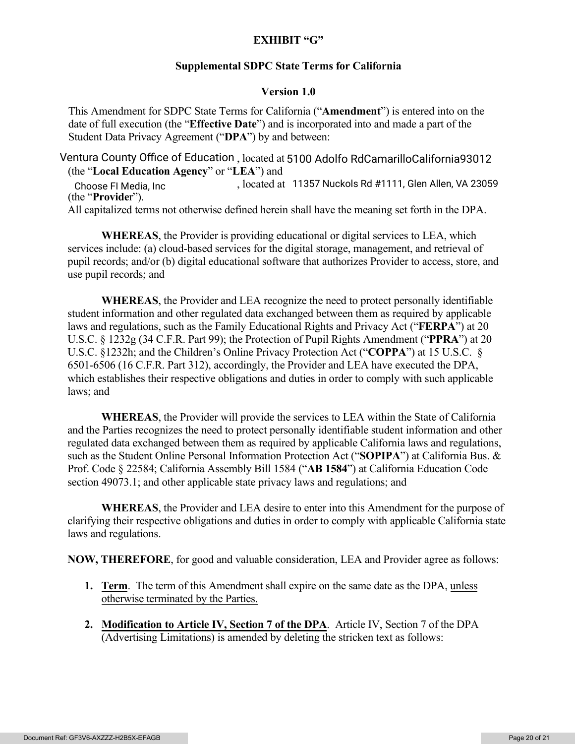**EXHIBIT "G"**

**Supplemental SDPC State Terms for California**

**Version 1.0**

This Amendment for SDPC State Terms for California ("**Amendment**") is entered into on the date of full execution (the "**Effective Date**") and is incorporated into and made a part of the Student Data Privacy Agreement ("**DPA**") by and between:

Ventura County Office of Education , located at 5100 Adolfo RdCamarilloCalifornia93012 (the "**Local Education Agency**" or "**LEA**") and

Choose FI Media, Inc , located at 11357 Nuckols Rd #1111, Glen Allen, VA 23059 (the "**Provide**r").

All capitalized terms not otherwise defined herein shall have the meaning set forth in the DPA.

**WHEREAS**, the Provider is providing educational or digital services to LEA, which services include: (a) cloud-based services for the digital storage, management, and retrieval of pupil records; and/or (b) digital educational software that authorizes Provider to access, store, and use pupil records; and

**WHEREAS**, the Provider and LEA recognize the need to protect personally identifiable student information and other regulated data exchanged between them as required by applicable laws and regulations, such as the Family Educational Rights and Privacy Act ("**FERPA**") at 20 U.S.C. § 1232g (34 C.F.R. Part 99); the Protection of Pupil Rights Amendment ("**PPRA**") at 20 U.S.C. §1232h; and the Children's Online Privacy Protection Act ("**COPPA**") at 15 U.S.C. § 6501-6506 (16 C.F.R. Part 312), accordingly, the Provider and LEA have executed the DPA, which establishes their respective obligations and duties in order to comply with such applicable laws; and

**WHEREAS**, the Provider will provide the services to LEA within the State of California and the Parties recognizes the need to protect personally identifiable student information and other regulated data exchanged between them as required by applicable California laws and regulations, such as the Student Online Personal Information Protection Act ("**SOPIPA**") at California Bus. & Prof. Code § 22584; California Assembly Bill 1584 ("**AB 1584**") at California Education Code section 49073.1; and other applicable state privacy laws and regulations; and

**WHEREAS**, the Provider and LEA desire to enter into this Amendment for the purpose of clarifying their respective obligations and duties in order to comply with applicable California state laws and regulations.

**NOW, THEREFORE**, for good and valuable consideration, LEA and Provider agree as follows:

1. **Term**. The term of this Amendment shall expire on the same date as the DPA, unless otherwise terminated by the Parties.

2. **Modification to Article IV, Section 7 of the DPA**. Article IV, Section 7 of the DPA (Advertising Limitations) is amended by deleting the stricken text as follows: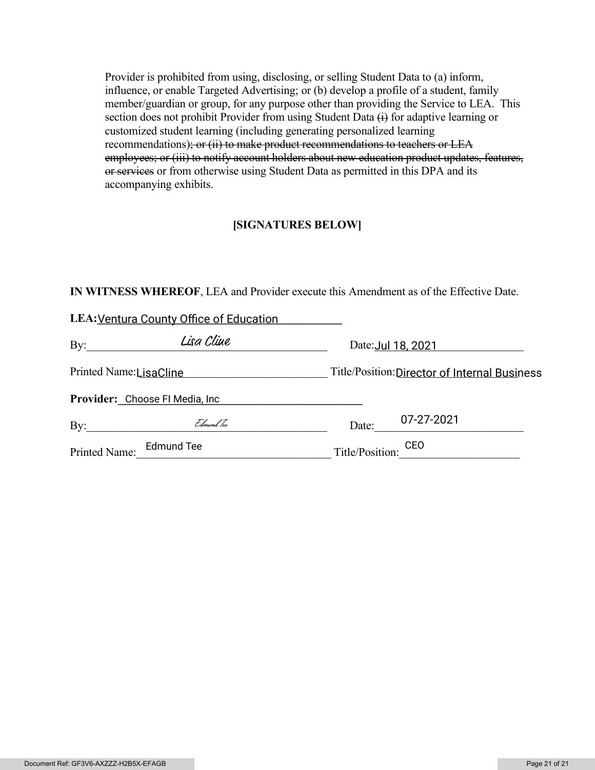Provider is prohibited from using, disclosing, or selling Student Data to (a) inform, influence, or enable Targeted Advertising; or (b) develop a profile of a student, family member/guardian or group, for any purpose other than providing the Service to LEA. This section does not prohibit Provider from using Student Data ~~(i)~~ for adaptive learning or customized student learning (including generating personalized learning recommendations)~~; or (ii) to make product recommendations to teachers or LEA employees; or (iii) to notify account holders about new education product updates, features, or services~~ or from otherwise using Student Data as permitted in this DPA and its accompanying exhibits.

**[SIGNATURES BELOW]**

**IN WITNESS WHEREOF**, LEA and Provider execute this Amendment as of the Effective Date.

**LEA:** Ventura County Office of Education

By: *Lisa Cline* Date: Jul 18, 2021

Printed Name: LisaCline Title/Position: Director of Internal Business

**Provider:** Choose FI Media, Inc

By: *Edmund Tee* Date: 07-27-2021

Printed Name: Edmund Tee Title/Position: CEO